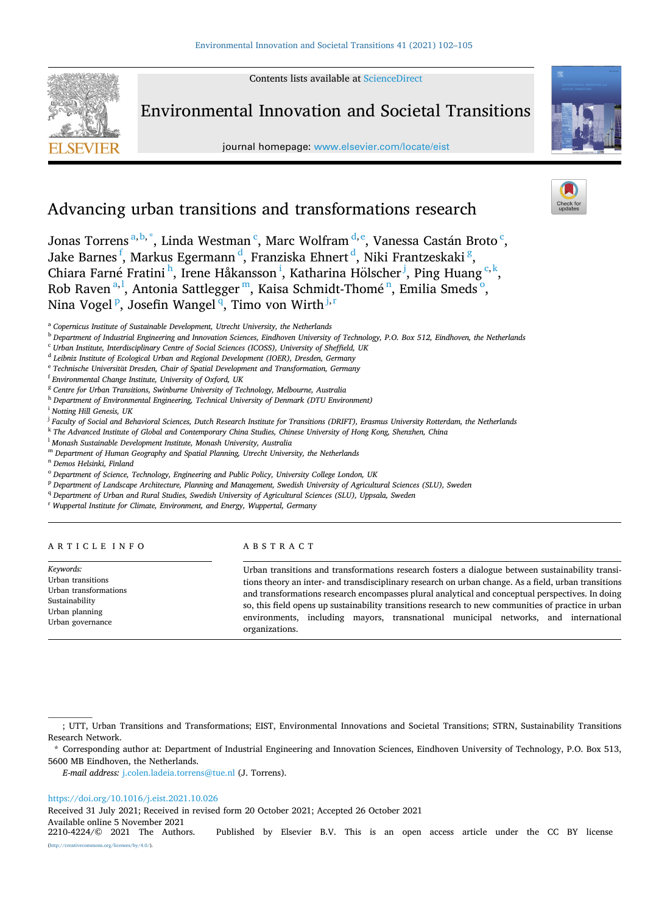Contents lists available at ScienceDirect

Environmental Innovation and Societal Transitions

journal homepage: www.elsevier.com/locate/eist

# Advancing urban transitions and transformations research

Jonas Torrens [a,b,*], Linda Westman [c], Marc Wolfram [d,e], Vanessa Castán Broto [c], Jake Barnes [f], Markus Egermann [d], Franziska Ehnert [d], Niki Frantzeskaki [g], Chiara Farné Fratini [h], Irene Håkansson [i], Katharina Hölscher [j], Ping Huang [c,k], Rob Raven [a,l], Antonia Sattlegger [m], Kaisa Schmidt-Thomé [n], Emilia Smeds [o], Nina Vogel [p], Josefin Wangel [q], Timo von Wirth [j,r]

[a] Copernicus Institute of Sustainable Development, Utrecht University, the Netherlands
[b] Department of Industrial Engineering and Innovation Sciences, Eindhoven University of Technology, P.O. Box 512, Eindhoven, the Netherlands
[c] Urban Institute, Interdisciplinary Centre of Social Sciences (ICOSS), University of Sheffield, UK
[d] Leibniz Institute of Ecological Urban and Regional Development (IOER), Dresden, Germany
[e] Technische Universität Dresden, Chair of Spatial Development and Transformation, Germany
[f] Environmental Change Institute, University of Oxford, UK
[g] Centre for Urban Transitions, Swinburne University of Technology, Melbourne, Australia
[h] Department of Environmental Engineering, Technical University of Denmark (DTU Environment)
[i] Notting Hill Genesis, UK
[j] Faculty of Social and Behavioral Sciences, Dutch Research Institute for Transitions (DRIFT), Erasmus University Rotterdam, the Netherlands
[k] The Advanced Institute of Global and Contemporary China Studies, Chinese University of Hong Kong, Shenzhen, China
[l] Monash Sustainable Development Institute, Monash University, Australia
[m] Department of Human Geography and Spatial Planning, Utrecht University, the Netherlands
[n] Demos Helsinki, Finland
[o] Department of Science, Technology, Engineering and Public Policy, University College London, UK
[p] Department of Landscape Architecture, Planning and Management, Swedish University of Agricultural Sciences (SLU), Sweden
[q] Department of Urban and Rural Studies, Swedish University of Agricultural Sciences (SLU), Uppsala, Sweden
[r] Wuppertal Institute for Climate, Environment, and Energy, Wuppertal, Germany

## ARTICLE INFO

*Keywords:*
Urban transitions
Urban transformations
Sustainability
Urban planning
Urban governance

## ABSTRACT

Urban transitions and transformations research fosters a dialogue between sustainability transitions theory an inter- and transdisciplinary research on urban change. As a field, urban transitions and transformations research encompasses plural analytical and conceptual perspectives. In doing so, this field opens up sustainability transitions research to new communities of practice in urban environments, including mayors, transnational municipal networks, and international organizations.

---

; UTT, Urban Transitions and Transformations; EIST, Environmental Innovations and Societal Transitions; STRN, Sustainability Transitions Research Network.

\* Corresponding author at: Department of Industrial Engineering and Innovation Sciences, Eindhoven University of Technology, P.O. Box 513, 5600 MB Eindhoven, the Netherlands.

*E-mail address:* j.colen.ladeia.torrens@tue.nl (J. Torrens).

https://doi.org/10.1016/j.eist.2021.10.026
Received 31 July 2021; Received in revised form 20 October 2021; Accepted 26 October 2021
Available online 5 November 2021
2210-4224/© 2021 The Authors. Published by Elsevier B.V. This is an open access article under the CC BY license (http://creativecommons.org/licenses/by/4.0/).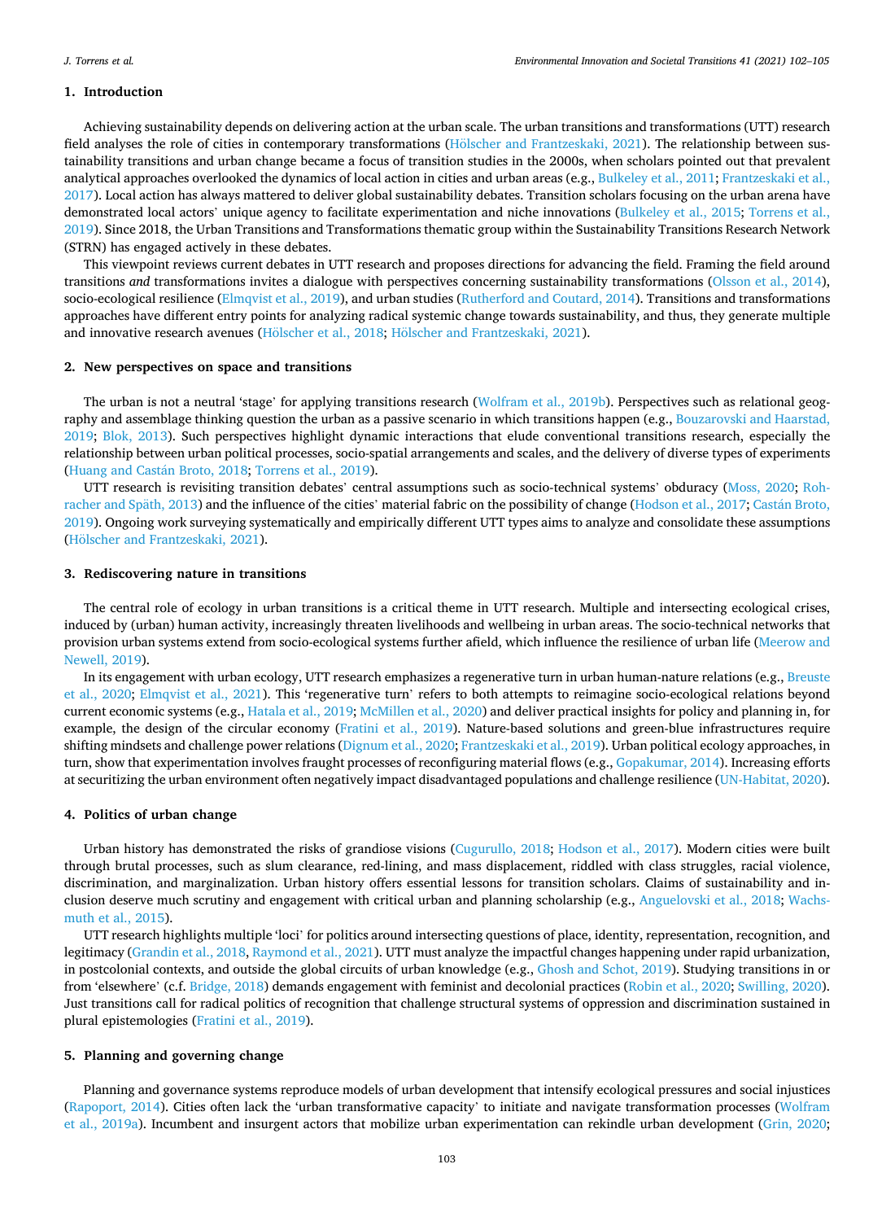## 1. Introduction

Achieving sustainability depends on delivering action at the urban scale. The urban transitions and transformations (UTT) research field analyses the role of cities in contemporary transformations (Hölscher and Frantzeskaki, 2021). The relationship between sustainability transitions and urban change became a focus of transition studies in the 2000s, when scholars pointed out that prevalent analytical approaches overlooked the dynamics of local action in cities and urban areas (e.g., Bulkeley et al., 2011; Frantzeskaki et al., 2017). Local action has always mattered to deliver global sustainability debates. Transition scholars focusing on the urban arena have demonstrated local actors' unique agency to facilitate experimentation and niche innovations (Bulkeley et al., 2015; Torrens et al., 2019). Since 2018, the Urban Transitions and Transformations thematic group within the Sustainability Transitions Research Network (STRN) has engaged actively in these debates.

This viewpoint reviews current debates in UTT research and proposes directions for advancing the field. Framing the field around transitions *and* transformations invites a dialogue with perspectives concerning sustainability transformations (Olsson et al., 2014), socio-ecological resilience (Elmqvist et al., 2019), and urban studies (Rutherford and Coutard, 2014). Transitions and transformations approaches have different entry points for analyzing radical systemic change towards sustainability, and thus, they generate multiple and innovative research avenues (Hölscher et al., 2018; Hölscher and Frantzeskaki, 2021).

## 2. New perspectives on space and transitions

The urban is not a neutral 'stage' for applying transitions research (Wolfram et al., 2019b). Perspectives such as relational geography and assemblage thinking question the urban as a passive scenario in which transitions happen (e.g., Bouzarovski and Haarstad, 2019; Blok, 2013). Such perspectives highlight dynamic interactions that elude conventional transitions research, especially the relationship between urban political processes, socio-spatial arrangements and scales, and the delivery of diverse types of experiments (Huang and Castán Broto, 2018; Torrens et al., 2019).

UTT research is revisiting transition debates' central assumptions such as socio-technical systems' obduracy (Moss, 2020; Rohracher and Späth, 2013) and the influence of the cities' material fabric on the possibility of change (Hodson et al., 2017; Castán Broto, 2019). Ongoing work surveying systematically and empirically different UTT types aims to analyze and consolidate these assumptions (Hölscher and Frantzeskaki, 2021).

## 3. Rediscovering nature in transitions

The central role of ecology in urban transitions is a critical theme in UTT research. Multiple and intersecting ecological crises, induced by (urban) human activity, increasingly threaten livelihoods and wellbeing in urban areas. The socio-technical networks that provision urban systems extend from socio-ecological systems further afield, which influence the resilience of urban life (Meerow and Newell, 2019).

In its engagement with urban ecology, UTT research emphasizes a regenerative turn in urban human-nature relations (e.g., Breuste et al., 2020; Elmqvist et al., 2021). This 'regenerative turn' refers to both attempts to reimagine socio-ecological relations beyond current economic systems (e.g., Hatala et al., 2019; McMillen et al., 2020) and deliver practical insights for policy and planning in, for example, the design of the circular economy (Fratini et al., 2019). Nature-based solutions and green-blue infrastructures require shifting mindsets and challenge power relations (Dignum et al., 2020; Frantzeskaki et al., 2019). Urban political ecology approaches, in turn, show that experimentation involves fraught processes of reconfiguring material flows (e.g., Gopakumar, 2014). Increasing efforts at securitizing the urban environment often negatively impact disadvantaged populations and challenge resilience (UN-Habitat, 2020).

## 4. Politics of urban change

Urban history has demonstrated the risks of grandiose visions (Cugurullo, 2018; Hodson et al., 2017). Modern cities were built through brutal processes, such as slum clearance, red-lining, and mass displacement, riddled with class struggles, racial violence, discrimination, and marginalization. Urban history offers essential lessons for transition scholars. Claims of sustainability and inclusion deserve much scrutiny and engagement with critical urban and planning scholarship (e.g., Anguelovski et al., 2018; Wachsmuth et al., 2015).

UTT research highlights multiple 'loci' for politics around intersecting questions of place, identity, representation, recognition, and legitimacy (Grandin et al., 2018, Raymond et al., 2021). UTT must analyze the impactful changes happening under rapid urbanization, in postcolonial contexts, and outside the global circuits of urban knowledge (e.g., Ghosh and Schot, 2019). Studying transitions in or from 'elsewhere' (c.f. Bridge, 2018) demands engagement with feminist and decolonial practices (Robin et al., 2020; Swilling, 2020). Just transitions call for radical politics of recognition that challenge structural systems of oppression and discrimination sustained in plural epistemologies (Fratini et al., 2019).

## 5. Planning and governing change

Planning and governance systems reproduce models of urban development that intensify ecological pressures and social injustices (Rapoport, 2014). Cities often lack the 'urban transformative capacity' to initiate and navigate transformation processes (Wolfram et al., 2019a). Incumbent and insurgent actors that mobilize urban experimentation can rekindle urban development (Grin, 2020;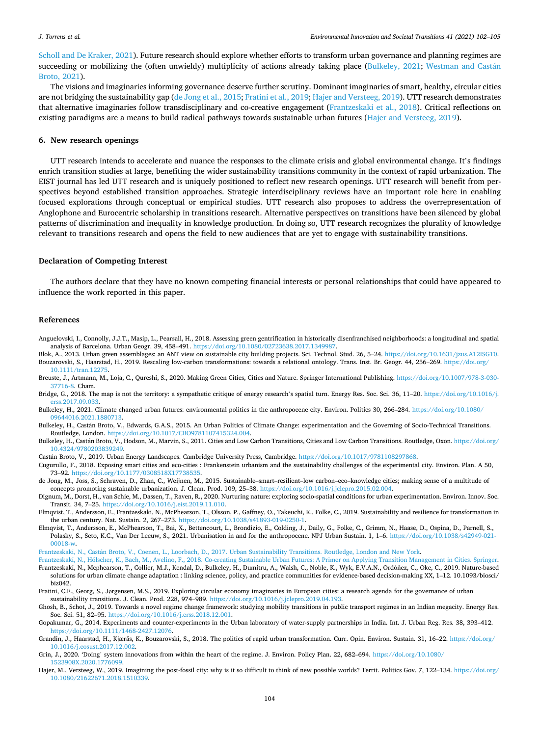Scholl and De Kraker, 2021). Future research should explore whether efforts to transform urban governance and planning regimes are succeeding or mobilizing the (often unwieldy) multiplicity of actions already taking place (Bulkeley, 2021; Westman and Castán Broto, 2021).

The visions and imaginaries informing governance deserve further scrutiny. Dominant imaginaries of smart, healthy, circular cities are not bridging the sustainability gap (de Jong et al., 2015; Fratini et al., 2019; Hajer and Versteeg, 2019). UTT research demonstrates that alternative imaginaries follow transdisciplinary and co-creative engagement (Frantzeskaki et al., 2018). Critical reflections on existing paradigms are a means to build radical pathways towards sustainable urban futures (Hajer and Versteeg, 2019).

## 6. New research openings

UTT research intends to accelerate and nuance the responses to the climate crisis and global environmental change. It's findings enrich transition studies at large, benefiting the wider sustainability transitions community in the context of rapid urbanization. The EIST journal has led UTT research and is uniquely positioned to reflect new research openings. UTT research will benefit from perspectives beyond established transition approaches. Strategic interdisciplinary reviews have an important role here in enabling focused explorations through conceptual or empirical studies. UTT research also proposes to address the overrepresentation of Anglophone and Eurocentric scholarship in transitions research. Alternative perspectives on transitions have been silenced by global patterns of discrimination and inequality in knowledge production. In doing so, UTT research recognizes the plurality of knowledge relevant to transitions research and opens the field to new audiences that are yet to engage with sustainability transitions.

## Declaration of Competing Interest

The authors declare that they have no known competing financial interests or personal relationships that could have appeared to influence the work reported in this paper.

## References

Anguelovski, I., Connolly, J.J.T., Masip, L., Pearsall, H., 2018. Assessing green gentrification in historically disenfranchised neighborhoods: a longitudinal and spatial analysis of Barcelona. Urban Geogr. 39, 458–491. https://doi.org/10.1080/02723638.2017.1349987.

Blok, A., 2013. Urban green assemblages: an ANT view on sustainable city building projects. Sci. Technol. Stud. 26, 5–24. https://doi.org/10.1631/jzus.A12ISGT0.

Bouzarovski, S., Haarstad, H., 2019. Rescaling low-carbon transformations: towards a relational ontology. Trans. Inst. Br. Geogr. 44, 256–269. https://doi.org/10.1111/tran.12275.

Breuste, J., Artmann, M., Loja, C., Qureshi, S., 2020. Making Green Cities, Cities and Nature. Springer International Publishing. https://doi.org/10.1007/978-3-030-37716-8. Cham.

Bridge, G., 2018. The map is not the territory: a sympathetic critique of energy research's spatial turn. Energy Res. Soc. Sci. 36, 11–20. https://doi.org/10.1016/j.erss.2017.09.033.

Bulkeley, H., 2021. Climate changed urban futures: environmental politics in the anthropocene city. Environ. Politics 30, 266–284. https://doi.org/10.1080/09644016.2021.1880713.

Bulkeley, H., Castán Broto, V., Edwards, G.A.S., 2015. An Urban Politics of Climate Change: experimentation and the Governing of Socio-Technical Transitions. Routledge, London. https://doi.org/10.1017/CBO9781107415324.004.

Bulkeley, H., Castán Broto, V., Hodson, M., Marvin, S., 2011. Cities and Low Carbon Transitions, Cities and Low Carbon Transitions. Routledge, Oxon. https://doi.org/10.4324/9780203839249.

Castán Broto, V., 2019. Urban Energy Landscapes. Cambridge University Press, Cambridge. https://doi.org/10.1017/9781108297868.

Cugurullo, F., 2018. Exposing smart cities and eco-cities : Frankenstein urbanism and the sustainability challenges of the experimental city. Environ. Plan. A 50, 73–92. https://doi.org/10.1177/0308518X17738535.

de Jong, M., Joss, S., Schraven, D., Zhan, C., Weijnen, M., 2015. Sustainable–smart–resilient–low carbon–eco–knowledge cities; making sense of a multitude of concepts promoting sustainable urbanization. J. Clean. Prod. 109, 25–38. https://doi.org/10.1016/j.jclepro.2015.02.004.

Dignum, M., Dorst, H., van Schie, M., Dassen, T., Raven, R., 2020. Nurturing nature: exploring socio-spatial conditions for urban experimentation. Environ. Innov. Soc. Transit. 34, 7–25. https://doi.org/10.1016/j.eist.2019.11.010.

Elmqvist, T., Andersson, E., Frantzeskaki, N., McPhearson, T., Olsson, P., Gaffney, O., Takeuchi, K., Folke, C., 2019. Sustainability and resilience for transformation in the urban century. Nat. Sustain. 2, 267–273. https://doi.org/10.1038/s41893-019-0250-1.

Elmqvist, T., Andersson, E., McPhearson, T., Bai, X., Bettencourt, L., Brondizio, E., Colding, J., Daily, G., Folke, C., Grimm, N., Haase, D., Ospina, D., Parnell, S., Polasky, S., Seto, K.C., Van Der Leeuw, S., 2021. Urbanisation in and for the anthropocene. NPJ Urban Sustain. 1, 1–6. https://doi.org/10.1038/s42949-021-00018-w.

Frantzeskaki, N., Castán Broto, V., Coenen, L., Loorbach, D., 2017. Urban Sustainability Transitions. Routledge, London and New York.

Frantzeskaki, N., Hölscher, K., Bach, M., Avelino, F., 2018. Co-creating Sustainable Urban Futures: A Primer on Applying Transition Management in Cities. Springer.

Frantzeskaki, N., Mcphearson, T., Collier, M.J., Kendal, D., Bulkeley, H., Dumitru, A., Walsh, C., Noble, K., Wyk, E.V.A.N., Ordóñez, C., Oke, C., 2019. Nature-based solutions for urban climate change adaptation : linking science, policy, and practice communities for evidence-based decision-making XX, 1–12. 10.1093/biosci/biz042.

Fratini, C.F., Georg, S., Jørgensen, M.S., 2019. Exploring circular economy imaginaries in European cities: a research agenda for the governance of urban sustainability transitions. J. Clean. Prod. 228, 974–989. https://doi.org/10.1016/j.jclepro.2019.04.193.

Ghosh, B., Schot, J., 2019. Towards a novel regime change framework: studying mobility transitions in public transport regimes in an Indian megacity. Energy Res. Soc. Sci. 51, 82–95. https://doi.org/10.1016/j.erss.2018.12.001.

Gopakumar, G., 2014. Experiments and counter-experiments in the Urban laboratory of water-supply partnerships in India. Int. J. Urban Reg. Res. 38, 393–412. https://doi.org/10.1111/1468-2427.12076.

Grandin, J., Haarstad, H., Kjærås, K., Bouzarovski, S., 2018. The politics of rapid urban transformation. Curr. Opin. Environ. Sustain. 31, 16–22. https://doi.org/10.1016/j.cosust.2017.12.002.

Grin, J., 2020. 'Doing' system innovations from within the heart of the regime. J. Environ. Policy Plan. 22, 682–694. https://doi.org/10.1080/1523908X.2020.1776099.

Hajer, M., Versteeg, W., 2019. Imagining the post-fossil city: why is it so difficult to think of new possible worlds? Territ. Politics Gov. 7, 122–134. https://doi.org/10.1080/21622671.2018.1510339.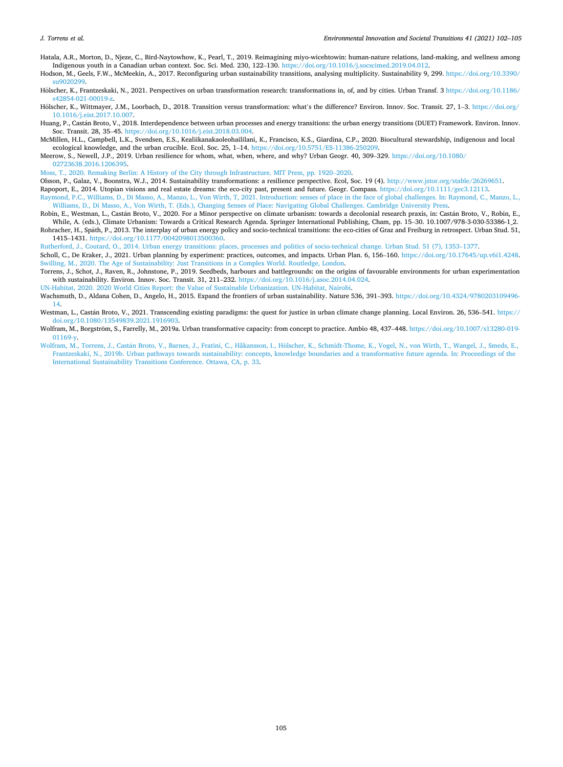Hatala, A.R., Morton, D., Njeze, C., Bird-Naytowhow, K., Pearl, T., 2019. Reimagining miyo-wicehtowin: human-nature relations, land-making, and wellness among Indigenous youth in a Canadian urban context. Soc. Sci. Med. 230, 122–130. https://doi.org/10.1016/j.socscimed.2019.04.012.

Hodson, M., Geels, F.W., McMeekin, A., 2017. Reconfiguring urban sustainability transitions, analysing multiplicity. Sustainability 9, 299. https://doi.org/10.3390/su9020299.

Hölscher, K., Frantzeskaki, N., 2021. Perspectives on urban transformation research: transformations in, of, and by cities. Urban Transf. 3 https://doi.org/10.1186/s42854-021-00019-z.

Hölscher, K., Wittmayer, J.M., Loorbach, D., 2018. Transition versus transformation: what's the difference? Environ. Innov. Soc. Transit. 27, 1–3. https://doi.org/10.1016/j.eist.2017.10.007.

Huang, P., Castán Broto, V., 2018. Interdependence between urban processes and energy transitions: the urban energy transitions (DUET) Framework. Environ. Innov. Soc. Transit. 28, 35–45. https://doi.org/10.1016/j.eist.2018.03.004.

McMillen, H.L., Campbell, L.K., Svendsen, E.S., Kealiikanakaoleohaililani, K., Francisco, K.S., Giardina, C.P., 2020. Biocultural stewardship, indigenous and local ecological knowledge, and the urban crucible. Ecol. Soc. 25, 1–14. https://doi.org/10.5751/ES-11386-250209.

Meerow, S., Newell, J.P., 2019. Urban resilience for whom, what, when, where, and why? Urban Geogr. 40, 309–329. https://doi.org/10.1080/02723638.2016.1206395.

Moss, T., 2020. Remaking Berlin: A History of the City through Infrastructure. MIT Press, pp. 1920–2020.

Olsson, P., Galaz, V., Boonstra, W.J., 2014. Sustainability transformations: a resilience perspective. Ecol, Soc. 19 (4). http://www.jstor.org/stable/26269651.

Rapoport, E., 2014. Utopian visions and real estate dreams: the eco-city past, present and future. Geogr. Compass. https://doi.org/10.1111/gec3.12113.

Raymond, P.C., Williams, D., Di Masso, A., Manzo, L., Von Wirth, T, 2021. Introduction: senses of place in the face of global challenges. In: Raymond, C., Manzo, L., Williams, D., Di Masso, A., Von Wirth, T. (Eds.), Changing Senses of Place: Navigating Global Challenges. Cambridge University Press.

Robin, E., Westman, L., Castán Broto, V., 2020. For a Minor perspective on climate urbanism: towards a decolonial research praxis, in: Castán Broto, V., Robin, E., While, A. (eds.), Climate Urbanism: Towards a Critical Research Agenda. Springer International Publishing, Cham, pp. 15–30. 10.1007/978-3-030-53386-1_2.

Rohracher, H., Späth, P., 2013. The interplay of urban energy policy and socio-technical transitions: the eco-cities of Graz and Freiburg in retrospect. Urban Stud. 51, 1415–1431. https://doi.org/10.1177/0042098013500360.

Rutherford, J., Coutard, O., 2014. Urban energy transitions: places, processes and politics of socio-technical change. Urban Stud. 51 (7), 1353–1377.

Scholl, C., De Kraker, J., 2021. Urban planning by experiment: practices, outcomes, and impacts. Urban Plan. 6, 156–160. https://doi.org/10.17645/up.v6i1.4248.

Swilling, M., 2020. The Age of Sustainability: Just Transitions in a Complex World. Routledge, London.

Torrens, J., Schot, J., Raven, R., Johnstone, P., 2019. Seedbeds, harbours and battlegrounds: on the origins of favourable environments for urban experimentation with sustainability. Environ. Innov. Soc. Transit. 31, 211–232. https://doi.org/10.1016/j.asoc.2014.04.024.

UN-Habitat, 2020. 2020 World Cities Report: the Value of Sustainable Urbanization. UN-Habitat, Nairobi.

Wachsmuth, D., Aldana Cohen, D., Angelo, H., 2015. Expand the frontiers of urban sustainability. Nature 536, 391–393. https://doi.org/10.4324/9780203109496-14.

Westman, L., Castán Broto, V., 2021. Transcending existing paradigms: the quest for justice in urban climate change planning. Local Environ. 26, 536–541. https://doi.org/10.1080/13549839.2021.1916903.

Wolfram, M., Borgström, S., Farrelly, M., 2019a. Urban transformative capacity: from concept to practice. Ambio 48, 437–448. https://doi.org/10.1007/s13280-019-01169-y.

Wolfram, M., Torrens, J., Castán Broto, V., Barnes, J., Fratini, C., Håkansson, I., Hölscher, K., Schmidt-Thome, K., Vogel, N., von Wirth, T., Wangel, J., Smeds, E., Frantzeskaki, N., 2019b. Urban pathways towards sustainability: concepts, knowledge boundaries and a transformative future agenda. In: Proceedings of the International Sustainability Transitions Conference. Ottawa, CA, p. 33.